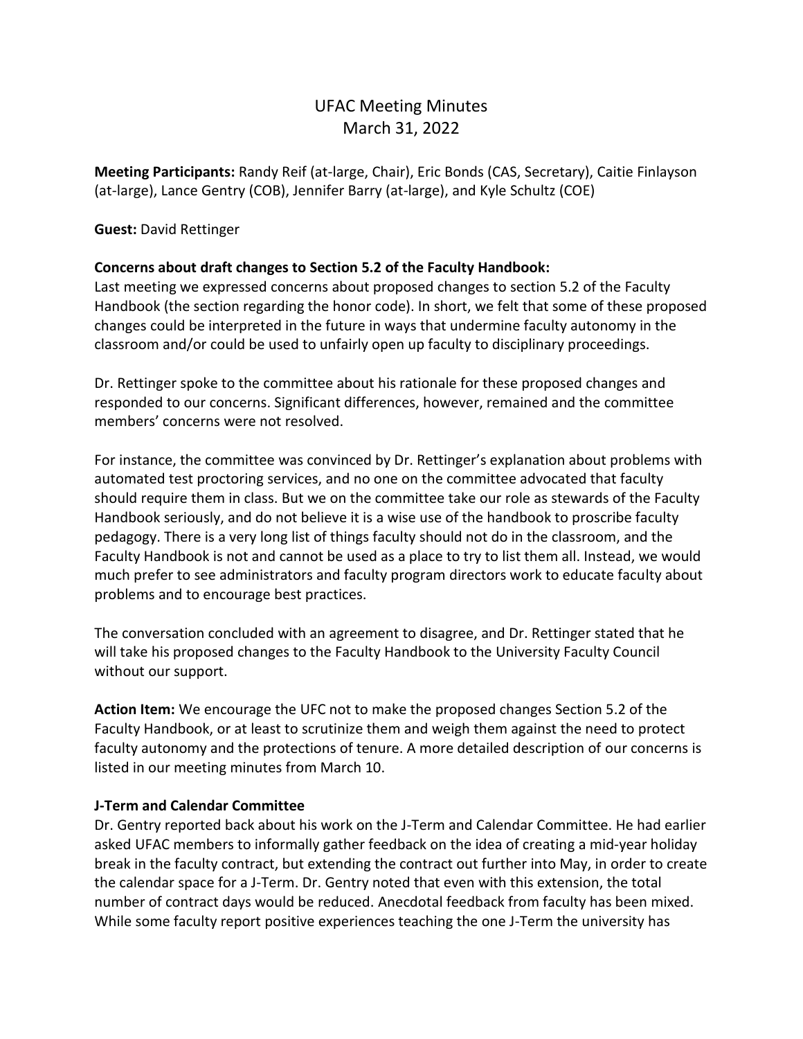# UFAC Meeting Minutes
## March 31, 2022

**Meeting Participants:** Randy Reif (at-large, Chair), Eric Bonds (CAS, Secretary), Caitie Finlayson (at-large), Lance Gentry (COB), Jennifer Barry (at-large), and Kyle Schultz (COE)

**Guest:** David Rettinger

**Concerns about draft changes to Section 5.2 of the Faculty Handbook:**

Last meeting we expressed concerns about proposed changes to section 5.2 of the Faculty Handbook (the section regarding the honor code). In short, we felt that some of these proposed changes could be interpreted in the future in ways that undermine faculty autonomy in the classroom and/or could be used to unfairly open up faculty to disciplinary proceedings.

Dr. Rettinger spoke to the committee about his rationale for these proposed changes and responded to our concerns. Significant differences, however, remained and the committee members' concerns were not resolved.

For instance, the committee was convinced by Dr. Rettinger's explanation about problems with automated test proctoring services, and no one on the committee advocated that faculty should require them in class. But we on the committee take our role as stewards of the Faculty Handbook seriously, and do not believe it is a wise use of the handbook to proscribe faculty pedagogy. There is a very long list of things faculty should not do in the classroom, and the Faculty Handbook is not and cannot be used as a place to try to list them all. Instead, we would much prefer to see administrators and faculty program directors work to educate faculty about problems and to encourage best practices.

The conversation concluded with an agreement to disagree, and Dr. Rettinger stated that he will take his proposed changes to the Faculty Handbook to the University Faculty Council without our support.

**Action Item:** We encourage the UFC not to make the proposed changes Section 5.2 of the Faculty Handbook, or at least to scrutinize them and weigh them against the need to protect faculty autonomy and the protections of tenure. A more detailed description of our concerns is listed in our meeting minutes from March 10.

**J-Term and Calendar Committee**

Dr. Gentry reported back about his work on the J-Term and Calendar Committee. He had earlier asked UFAC members to informally gather feedback on the idea of creating a mid-year holiday break in the faculty contract, but extending the contract out further into May, in order to create the calendar space for a J-Term. Dr. Gentry noted that even with this extension, the total number of contract days would be reduced. Anecdotal feedback from faculty has been mixed. While some faculty report positive experiences teaching the one J-Term the university has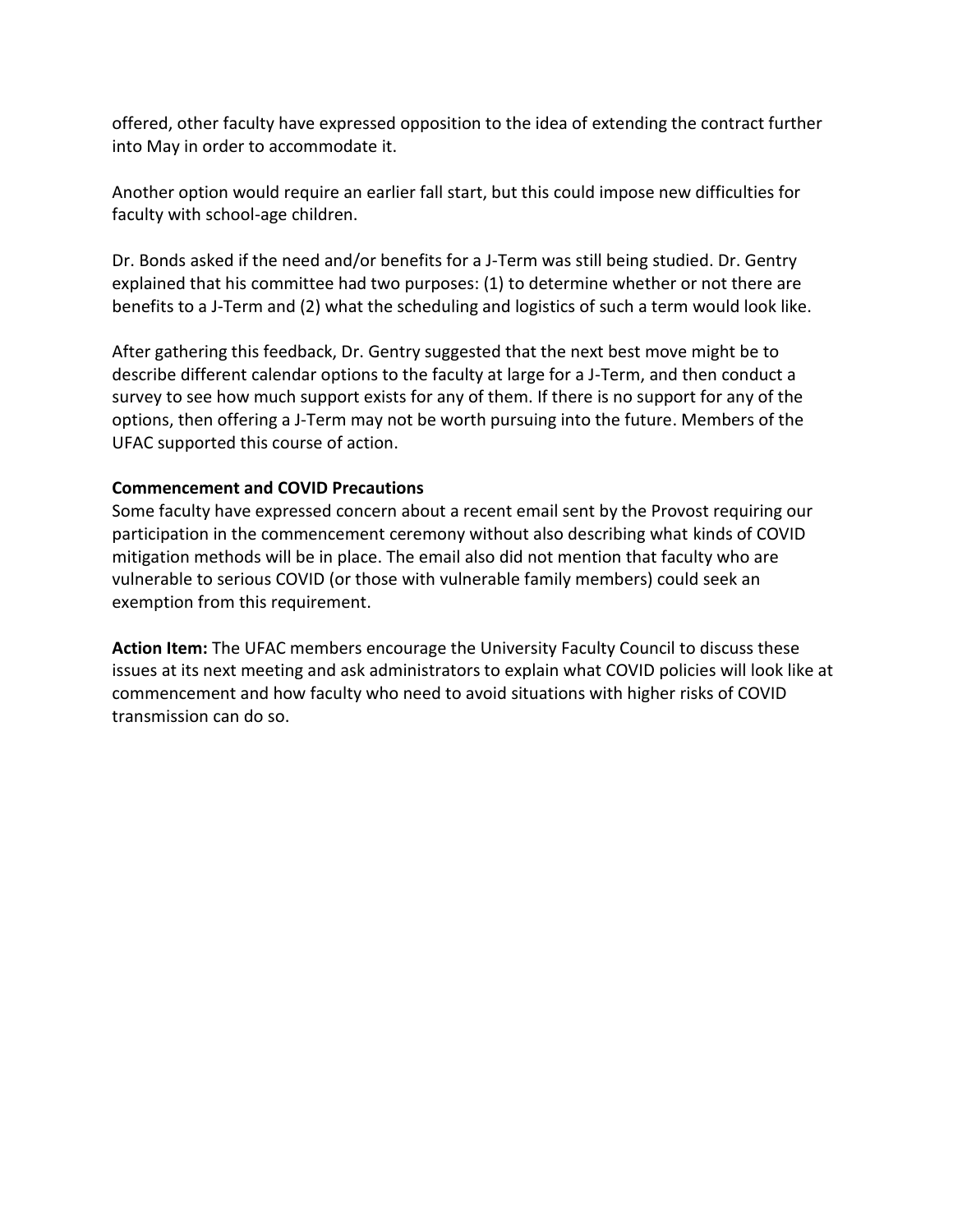offered, other faculty have expressed opposition to the idea of extending the contract further into May in order to accommodate it.

Another option would require an earlier fall start, but this could impose new difficulties for faculty with school-age children.

Dr. Bonds asked if the need and/or benefits for a J-Term was still being studied. Dr. Gentry explained that his committee had two purposes: (1) to determine whether or not there are benefits to a J-Term and (2) what the scheduling and logistics of such a term would look like.

After gathering this feedback, Dr. Gentry suggested that the next best move might be to describe different calendar options to the faculty at large for a J-Term, and then conduct a survey to see how much support exists for any of them. If there is no support for any of the options, then offering a J-Term may not be worth pursuing into the future. Members of the UFAC supported this course of action.

**Commencement and COVID Precautions**

Some faculty have expressed concern about a recent email sent by the Provost requiring our participation in the commencement ceremony without also describing what kinds of COVID mitigation methods will be in place. The email also did not mention that faculty who are vulnerable to serious COVID (or those with vulnerable family members) could seek an exemption from this requirement.

**Action Item:** The UFAC members encourage the University Faculty Council to discuss these issues at its next meeting and ask administrators to explain what COVID policies will look like at commencement and how faculty who need to avoid situations with higher risks of COVID transmission can do so.